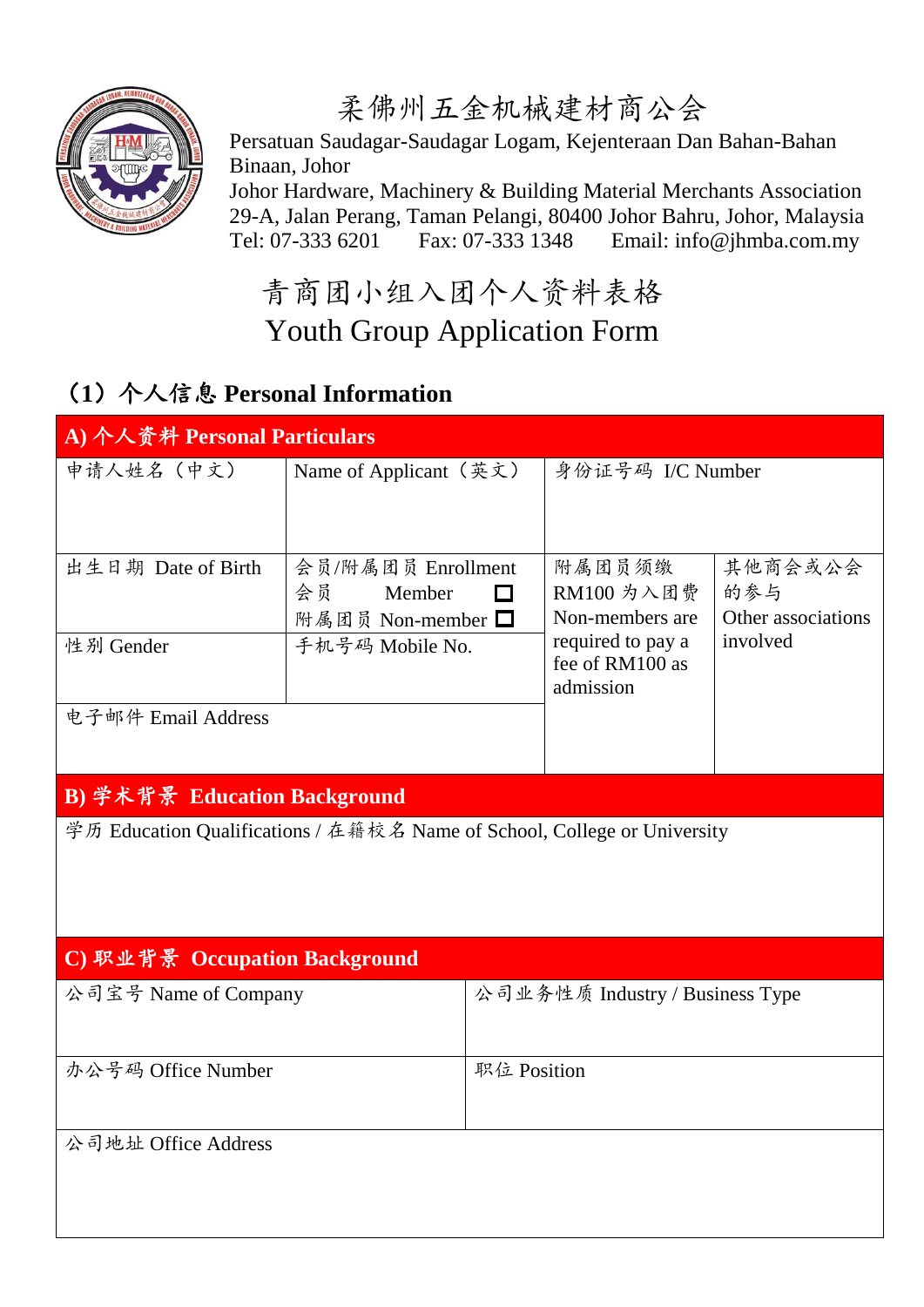# 柔佛州五金机械建材商公会

Persatuan Saudagar-Saudagar Logam, Kejenteraan Dan Bahan-Bahan Binaan, Johor
Johor Hardware, Machinery & Building Material Merchants Association
29-A, Jalan Perang, Taman Pelangi, 80400 Johor Bahru, Johor, Malaysia
Tel: 07-333 6201  Fax: 07-333 1348  Email: info@jhmba.com.my

## 青商团小组入团个人资料表格
## Youth Group Application Form

### （1）个人信息 Personal Information

**A) 个人资料 Personal Particulars**

| 申请人姓名（中文） | Name of Applicant（英文） | 身份证号码 I/C Number | |
|---|---|---|---|
| 出生日期 Date of Birth | 会员/附属团员 Enrollment<br>会员 Member ☐<br>附属团员 Non-member ☐ | 附属团员须缴 RM100 为入团费<br>Non-members are required to pay a fee of RM100 as admission | 其他商会或公会的参与<br>Other associations involved |
| 性别 Gender | 手机号码 Mobile No. | | |
| 电子邮件 Email Address | | | |

**B) 学术背景 Education Background**

| 学历 Education Qualifications / 在籍校名 Name of School, College or University |
|---|
| |

**C) 职业背景 Occupation Background**

| 公司宝号 Name of Company | 公司业务性质 Industry / Business Type |
|---|---|
| 办公号码 Office Number | 职位 Position |
| 公司地址 Office Address | |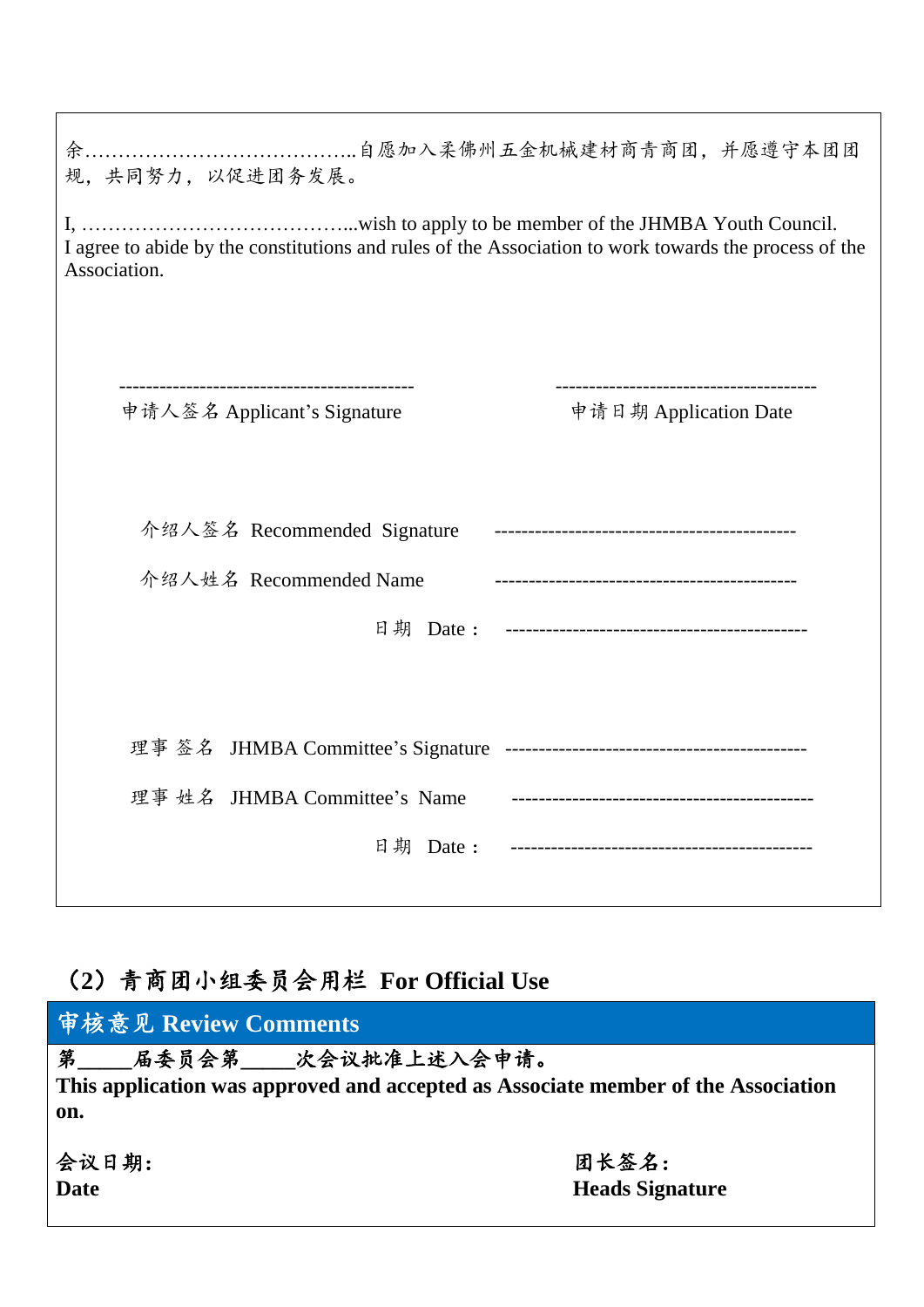余……………………………………..自愿加入柔佛州五金机械建材商青商团，并愿遵守本团团规，共同努力，以促进团务发展。

I, …………………………………...wish to apply to be member of the JHMBA Youth Council. I agree to abide by the constitutions and rules of the Association to work towards the process of the Association.

-------------------------------------------- 
申请人签名 Applicant's Signature

--------------------------------------- 
申请日期 Application Date

介绍人签名 Recommended Signature --------------------------------------------

介绍人姓名 Recommended Name --------------------------------------------

日期 Date : --------------------------------------------

理事 签名 JHMBA Committee's Signature --------------------------------------------

理事 姓名 JHMBA Committee's Name --------------------------------------------

日期 Date : --------------------------------------------

## （2）青商团小组委员会用栏 For Official Use

### 审核意见 Review Comments

**第_____届委员会第_____次会议批准上述入会申请。**
**This application was approved and accepted as Associate member of the Association on.**

**会议日期:**
**Date**

**团长签名:**
**Heads Signature**